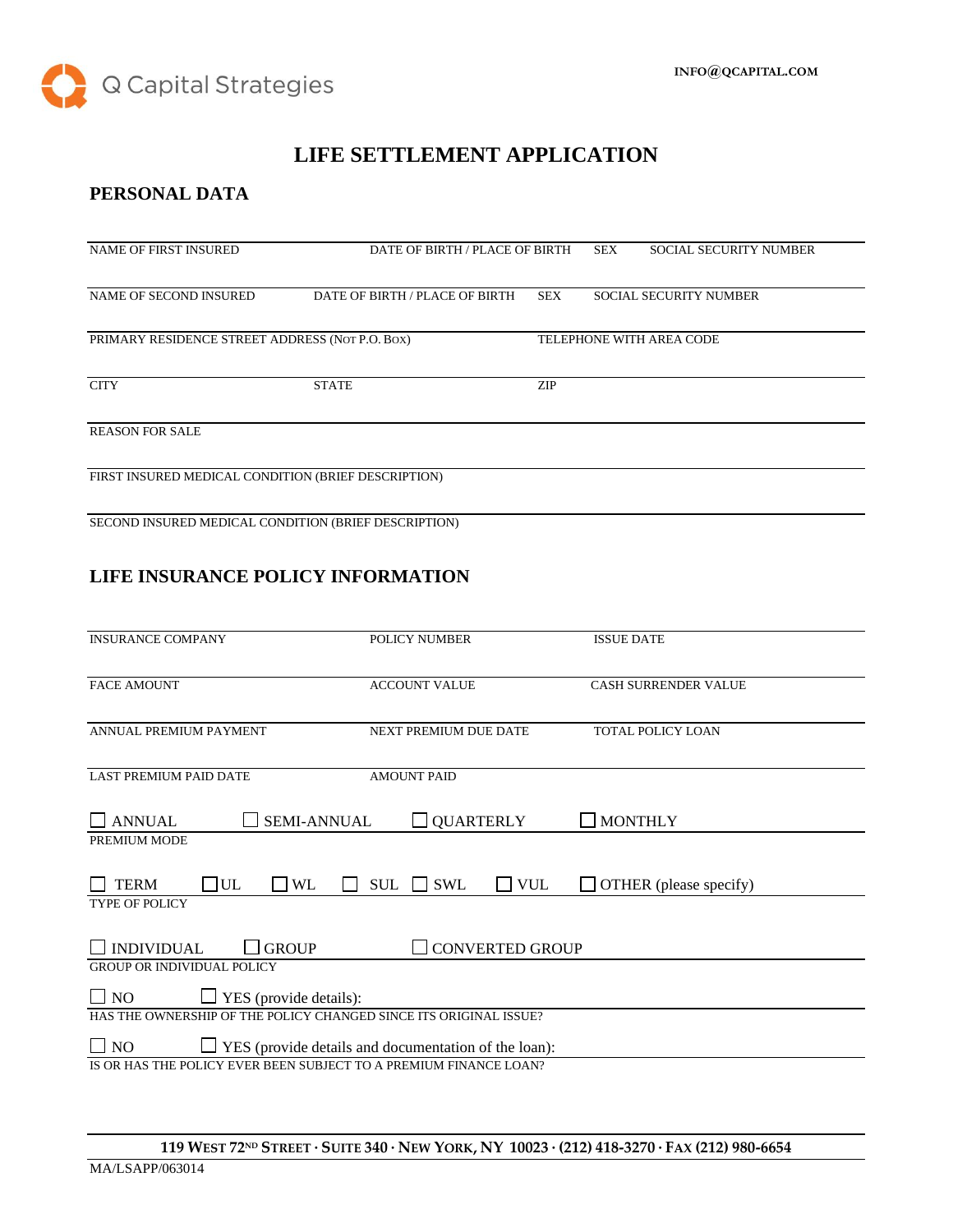Q Capital Strategies

INFO@QCAPITAL.COM

# LIFE SETTLEMENT APPLICATION

## PERSONAL DATA

| NAME OF FIRST INSURED | DATE OF BIRTH / PLACE OF BIRTH | SEX | SOCIAL SECURITY NUMBER |
|---|---|---|---|
| | | | |

| NAME OF SECOND INSURED | DATE OF BIRTH / PLACE OF BIRTH | SEX | SOCIAL SECURITY NUMBER |
|---|---|---|---|
| | | | |

| PRIMARY RESIDENCE STREET ADDRESS (NOT P.O. BOX) | TELEPHONE WITH AREA CODE |
|---|---|
| | |

| CITY | STATE | ZIP |
|---|---|---|
| | | |

REASON FOR SALE

FIRST INSURED MEDICAL CONDITION (BRIEF DESCRIPTION)

SECOND INSURED MEDICAL CONDITION (BRIEF DESCRIPTION)

## LIFE INSURANCE POLICY INFORMATION

| INSURANCE COMPANY | POLICY NUMBER | ISSUE DATE |
|---|---|---|
| | | |

| FACE AMOUNT | ACCOUNT VALUE | CASH SURRENDER VALUE |
|---|---|---|
| | | |

| ANNUAL PREMIUM PAYMENT | NEXT PREMIUM DUE DATE | TOTAL POLICY LOAN |
|---|---|---|
| | | |

| LAST PREMIUM PAID DATE | AMOUNT PAID |
|---|---|
| | |

☐ ANNUAL ☐ SEMI-ANNUAL ☐ QUARTERLY ☐ MONTHLY

PREMIUM MODE

☐ TERM ☐ UL ☐ WL ☐ SUL ☐ SWL ☐ VUL ☐ OTHER (please specify)

TYPE OF POLICY

☐ INDIVIDUAL ☐ GROUP ☐ CONVERTED GROUP

GROUP OR INDIVIDUAL POLICY

☐ NO ☐ YES (provide details):

HAS THE OWNERSHIP OF THE POLICY CHANGED SINCE ITS ORIGINAL ISSUE?

☐ NO ☐ YES (provide details and documentation of the loan):

IS OR HAS THE POLICY EVER BEEN SUBJECT TO A PREMIUM FINANCE LOAN?

119 WEST 72ND STREET · SUITE 340 · NEW YORK, NY 10023 · (212) 418-3270 · FAX (212) 980-6654

MA/LSAPP/063014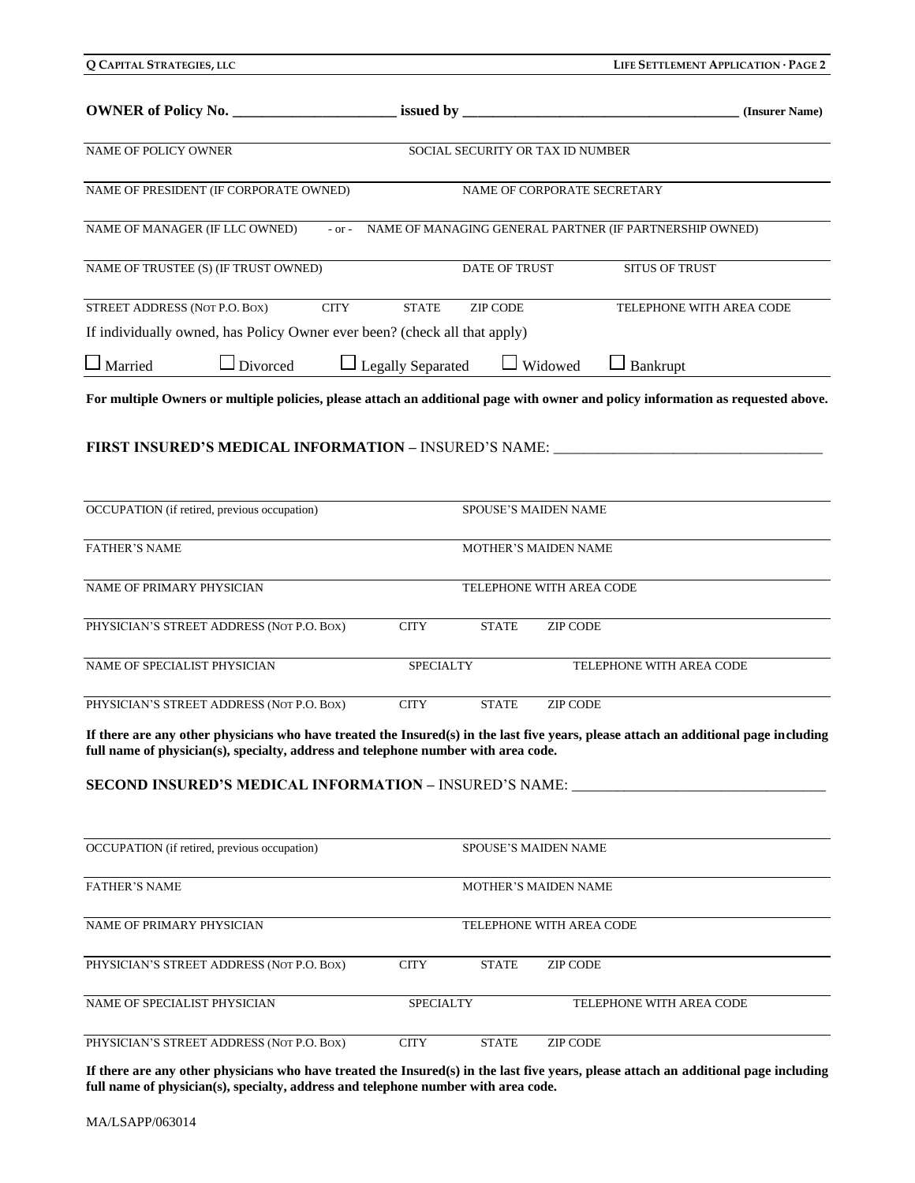**OWNER of Policy No. ______________________ issued by ______________________________________ (Insurer Name)**

NAME OF POLICY OWNER | SOCIAL SECURITY OR TAX ID NUMBER

NAME OF PRESIDENT (IF CORPORATE OWNED) | NAME OF CORPORATE SECRETARY

NAME OF MANAGER (IF LLC OWNED) - or - NAME OF MANAGING GENERAL PARTNER (IF PARTNERSHIP OWNED)

NAME OF TRUSTEE (S) (IF TRUST OWNED) | DATE OF TRUST | SITUS OF TRUST

STREET ADDRESS (NOT P.O. BOX) | CITY | STATE | ZIP CODE | TELEPHONE WITH AREA CODE

If individually owned, has Policy Owner ever been? (check all that apply)

☐ Married ☐ Divorced ☐ Legally Separated ☐ Widowed ☐ Bankrupt

**For multiple Owners or multiple policies, please attach an additional page with owner and policy information as requested above.**

**FIRST INSURED'S MEDICAL INFORMATION –** INSURED'S NAME: ____________________________________

OCCUPATION (if retired, previous occupation) | SPOUSE'S MAIDEN NAME

FATHER'S NAME | MOTHER'S MAIDEN NAME

NAME OF PRIMARY PHYSICIAN | TELEPHONE WITH AREA CODE

PHYSICIAN'S STREET ADDRESS (NOT P.O. BOX) | CITY | STATE | ZIP CODE

NAME OF SPECIALIST PHYSICIAN | SPECIALTY | TELEPHONE WITH AREA CODE

PHYSICIAN'S STREET ADDRESS (NOT P.O. BOX) | CITY | STATE | ZIP CODE

**If there are any other physicians who have treated the Insured(s) in the last five years, please attach an additional page including full name of physician(s), specialty, address and telephone number with area code.**

**SECOND INSURED'S MEDICAL INFORMATION –** INSURED'S NAME: __________________________________

OCCUPATION (if retired, previous occupation) | SPOUSE'S MAIDEN NAME

FATHER'S NAME | MOTHER'S MAIDEN NAME

NAME OF PRIMARY PHYSICIAN | TELEPHONE WITH AREA CODE

PHYSICIAN'S STREET ADDRESS (NOT P.O. BOX) | CITY | STATE | ZIP CODE

NAME OF SPECIALIST PHYSICIAN | SPECIALTY | TELEPHONE WITH AREA CODE

PHYSICIAN'S STREET ADDRESS (NOT P.O. BOX) | CITY | STATE | ZIP CODE

**If there are any other physicians who have treated the Insured(s) in the last five years, please attach an additional page including full name of physician(s), specialty, address and telephone number with area code.**

MA/LSAPP/063014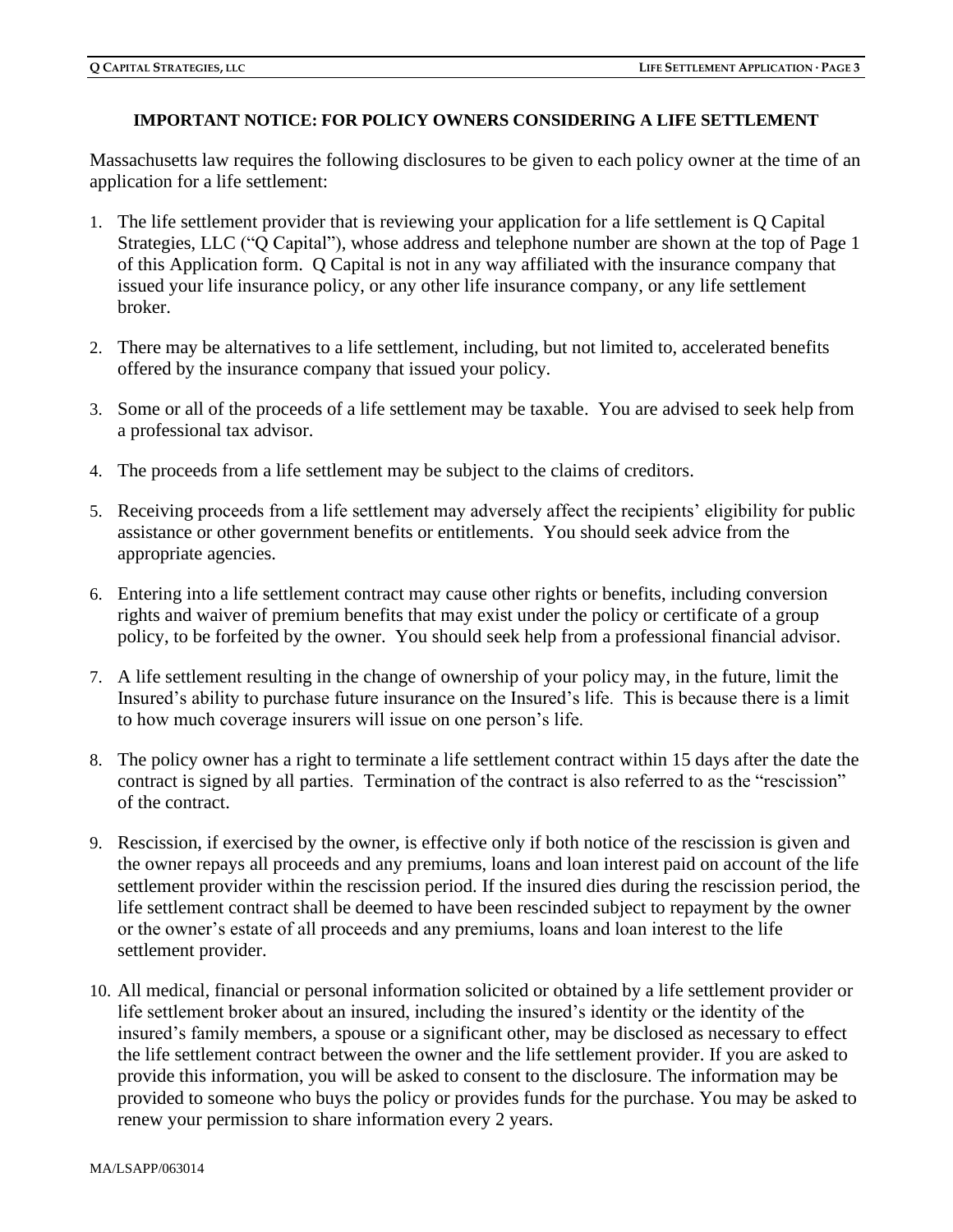**IMPORTANT NOTICE: FOR POLICY OWNERS CONSIDERING A LIFE SETTLEMENT**

Massachusetts law requires the following disclosures to be given to each policy owner at the time of an application for a life settlement:

1. The life settlement provider that is reviewing your application for a life settlement is Q Capital Strategies, LLC ("Q Capital"), whose address and telephone number are shown at the top of Page 1 of this Application form. Q Capital is not in any way affiliated with the insurance company that issued your life insurance policy, or any other life insurance company, or any life settlement broker.

2. There may be alternatives to a life settlement, including, but not limited to, accelerated benefits offered by the insurance company that issued your policy.

3. Some or all of the proceeds of a life settlement may be taxable. You are advised to seek help from a professional tax advisor.

4. The proceeds from a life settlement may be subject to the claims of creditors.

5. Receiving proceeds from a life settlement may adversely affect the recipients' eligibility for public assistance or other government benefits or entitlements. You should seek advice from the appropriate agencies.

6. Entering into a life settlement contract may cause other rights or benefits, including conversion rights and waiver of premium benefits that may exist under the policy or certificate of a group policy, to be forfeited by the owner. You should seek help from a professional financial advisor.

7. A life settlement resulting in the change of ownership of your policy may, in the future, limit the Insured's ability to purchase future insurance on the Insured's life. This is because there is a limit to how much coverage insurers will issue on one person's life.

8. The policy owner has a right to terminate a life settlement contract within 15 days after the date the contract is signed by all parties. Termination of the contract is also referred to as the "rescission" of the contract.

9. Rescission, if exercised by the owner, is effective only if both notice of the rescission is given and the owner repays all proceeds and any premiums, loans and loan interest paid on account of the life settlement provider within the rescission period. If the insured dies during the rescission period, the life settlement contract shall be deemed to have been rescinded subject to repayment by the owner or the owner's estate of all proceeds and any premiums, loans and loan interest to the life settlement provider.

10. All medical, financial or personal information solicited or obtained by a life settlement provider or life settlement broker about an insured, including the insured's identity or the identity of the insured's family members, a spouse or a significant other, may be disclosed as necessary to effect the life settlement contract between the owner and the life settlement provider. If you are asked to provide this information, you will be asked to consent to the disclosure. The information may be provided to someone who buys the policy or provides funds for the purchase. You may be asked to renew your permission to share information every 2 years.

MA/LSAPP/063014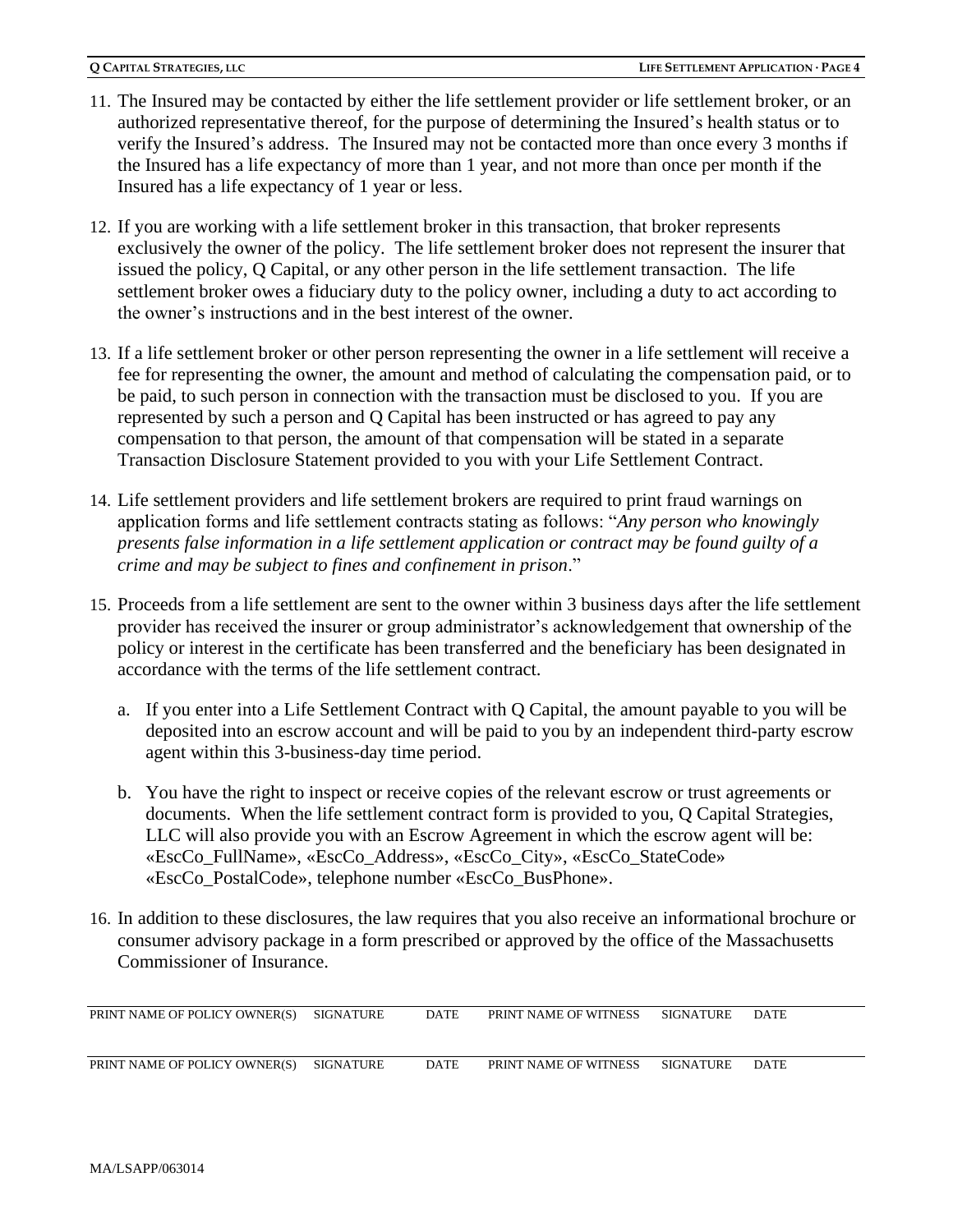11. The Insured may be contacted by either the life settlement provider or life settlement broker, or an authorized representative thereof, for the purpose of determining the Insured's health status or to verify the Insured's address. The Insured may not be contacted more than once every 3 months if the Insured has a life expectancy of more than 1 year, and not more than once per month if the Insured has a life expectancy of 1 year or less.

12. If you are working with a life settlement broker in this transaction, that broker represents exclusively the owner of the policy. The life settlement broker does not represent the insurer that issued the policy, Q Capital, or any other person in the life settlement transaction. The life settlement broker owes a fiduciary duty to the policy owner, including a duty to act according to the owner's instructions and in the best interest of the owner.

13. If a life settlement broker or other person representing the owner in a life settlement will receive a fee for representing the owner, the amount and method of calculating the compensation paid, or to be paid, to such person in connection with the transaction must be disclosed to you. If you are represented by such a person and Q Capital has been instructed or has agreed to pay any compensation to that person, the amount of that compensation will be stated in a separate Transaction Disclosure Statement provided to you with your Life Settlement Contract.

14. Life settlement providers and life settlement brokers are required to print fraud warnings on application forms and life settlement contracts stating as follows: "*Any person who knowingly presents false information in a life settlement application or contract may be found guilty of a crime and may be subject to fines and confinement in prison*."

15. Proceeds from a life settlement are sent to the owner within 3 business days after the life settlement provider has received the insurer or group administrator's acknowledgement that ownership of the policy or interest in the certificate has been transferred and the beneficiary has been designated in accordance with the terms of the life settlement contract.

    a. If you enter into a Life Settlement Contract with Q Capital, the amount payable to you will be deposited into an escrow account and will be paid to you by an independent third-party escrow agent within this 3-business-day time period.

    b. You have the right to inspect or receive copies of the relevant escrow or trust agreements or documents. When the life settlement contract form is provided to you, Q Capital Strategies, LLC will also provide you with an Escrow Agreement in which the escrow agent will be: «EscCo_FullName», «EscCo_Address», «EscCo_City», «EscCo_StateCode» «EscCo_PostalCode», telephone number «EscCo_BusPhone».

16. In addition to these disclosures, the law requires that you also receive an informational brochure or consumer advisory package in a form prescribed or approved by the office of the Massachusetts Commissioner of Insurance.

| PRINT NAME OF POLICY OWNER(S) | SIGNATURE | DATE | PRINT NAME OF WITNESS | SIGNATURE | DATE |
|---|---|---|---|---|---|
| PRINT NAME OF POLICY OWNER(S) | SIGNATURE | DATE | PRINT NAME OF WITNESS | SIGNATURE | DATE |

MA/LSAPP/063014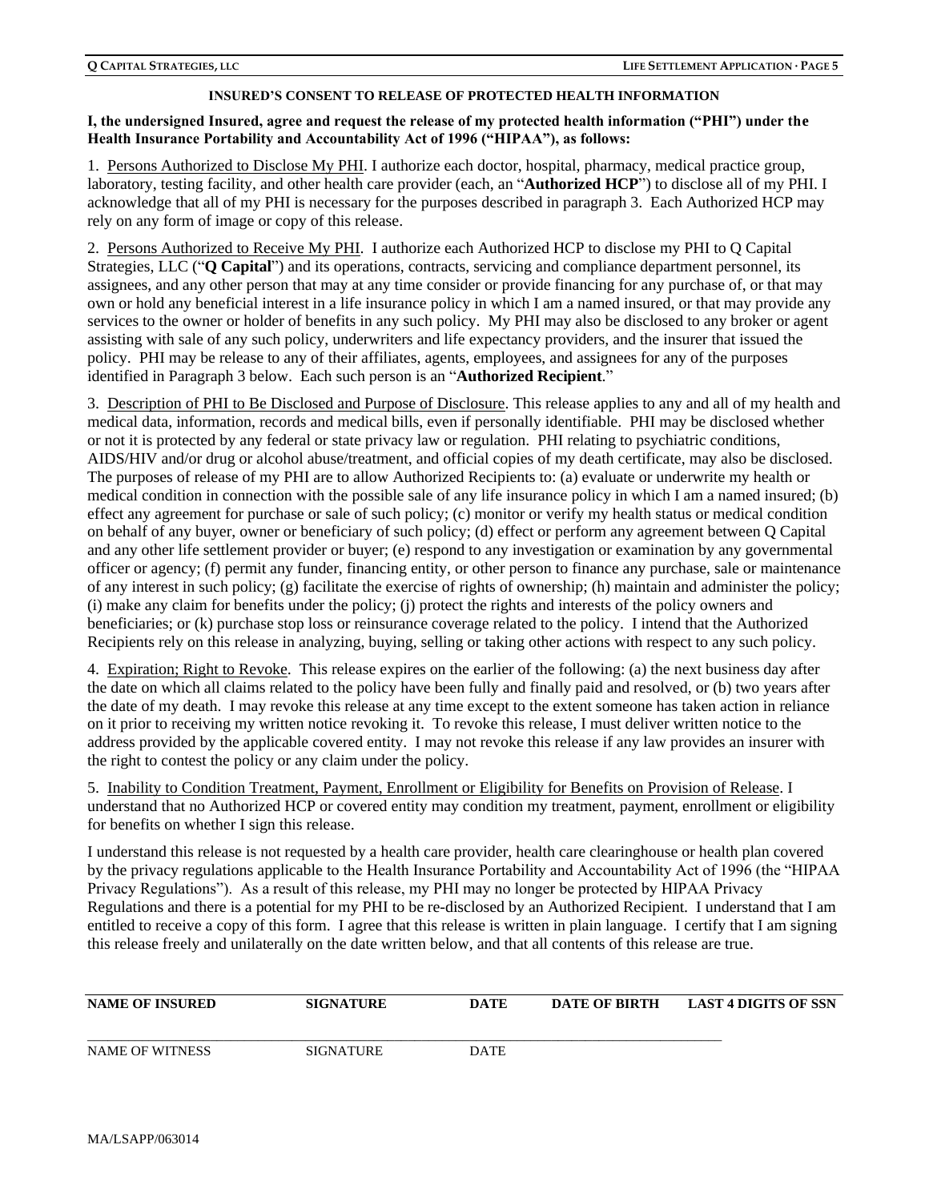## INSURED'S CONSENT TO RELEASE OF PROTECTED HEALTH INFORMATION

**I, the undersigned Insured, agree and request the release of my protected health information ("PHI") under the Health Insurance Portability and Accountability Act of 1996 ("HIPAA"), as follows:**

1. Persons Authorized to Disclose My PHI. I authorize each doctor, hospital, pharmacy, medical practice group, laboratory, testing facility, and other health care provider (each, an "**Authorized HCP**") to disclose all of my PHI. I acknowledge that all of my PHI is necessary for the purposes described in paragraph 3. Each Authorized HCP may rely on any form of image or copy of this release.

2. Persons Authorized to Receive My PHI. I authorize each Authorized HCP to disclose my PHI to Q Capital Strategies, LLC ("**Q Capital**") and its operations, contracts, servicing and compliance department personnel, its assignees, and any other person that may at any time consider or provide financing for any purchase of, or that may own or hold any beneficial interest in a life insurance policy in which I am a named insured, or that may provide any services to the owner or holder of benefits in any such policy. My PHI may also be disclosed to any broker or agent assisting with sale of any such policy, underwriters and life expectancy providers, and the insurer that issued the policy. PHI may be release to any of their affiliates, agents, employees, and assignees for any of the purposes identified in Paragraph 3 below. Each such person is an "**Authorized Recipient**."

3. Description of PHI to Be Disclosed and Purpose of Disclosure. This release applies to any and all of my health and medical data, information, records and medical bills, even if personally identifiable. PHI may be disclosed whether or not it is protected by any federal or state privacy law or regulation. PHI relating to psychiatric conditions, AIDS/HIV and/or drug or alcohol abuse/treatment, and official copies of my death certificate, may also be disclosed. The purposes of release of my PHI are to allow Authorized Recipients to: (a) evaluate or underwrite my health or medical condition in connection with the possible sale of any life insurance policy in which I am a named insured; (b) effect any agreement for purchase or sale of such policy; (c) monitor or verify my health status or medical condition on behalf of any buyer, owner or beneficiary of such policy; (d) effect or perform any agreement between Q Capital and any other life settlement provider or buyer; (e) respond to any investigation or examination by any governmental officer or agency; (f) permit any funder, financing entity, or other person to finance any purchase, sale or maintenance of any interest in such policy; (g) facilitate the exercise of rights of ownership; (h) maintain and administer the policy; (i) make any claim for benefits under the policy; (j) protect the rights and interests of the policy owners and beneficiaries; or (k) purchase stop loss or reinsurance coverage related to the policy. I intend that the Authorized Recipients rely on this release in analyzing, buying, selling or taking other actions with respect to any such policy.

4. Expiration; Right to Revoke. This release expires on the earlier of the following: (a) the next business day after the date on which all claims related to the policy have been fully and finally paid and resolved, or (b) two years after the date of my death. I may revoke this release at any time except to the extent someone has taken action in reliance on it prior to receiving my written notice revoking it. To revoke this release, I must deliver written notice to the address provided by the applicable covered entity. I may not revoke this release if any law provides an insurer with the right to contest the policy or any claim under the policy.

5. Inability to Condition Treatment, Payment, Enrollment or Eligibility for Benefits on Provision of Release. I understand that no Authorized HCP or covered entity may condition my treatment, payment, enrollment or eligibility for benefits on whether I sign this release.

I understand this release is not requested by a health care provider, health care clearinghouse or health plan covered by the privacy regulations applicable to the Health Insurance Portability and Accountability Act of 1996 (the "HIPAA Privacy Regulations"). As a result of this release, my PHI may no longer be protected by HIPAA Privacy Regulations and there is a potential for my PHI to be re-disclosed by an Authorized Recipient. I understand that I am entitled to receive a copy of this form. I agree that this release is written in plain language. I certify that I am signing this release freely and unilaterally on the date written below, and that all contents of this release are true.

| **NAME OF INSURED** | **SIGNATURE** | **DATE** | **DATE OF BIRTH** | **LAST 4 DIGITS OF SSN** |
|---|---|---|---|---|
| | | | | |

| NAME OF WITNESS | SIGNATURE | DATE |
|---|---|---|
| | | |

MA/LSAPP/063014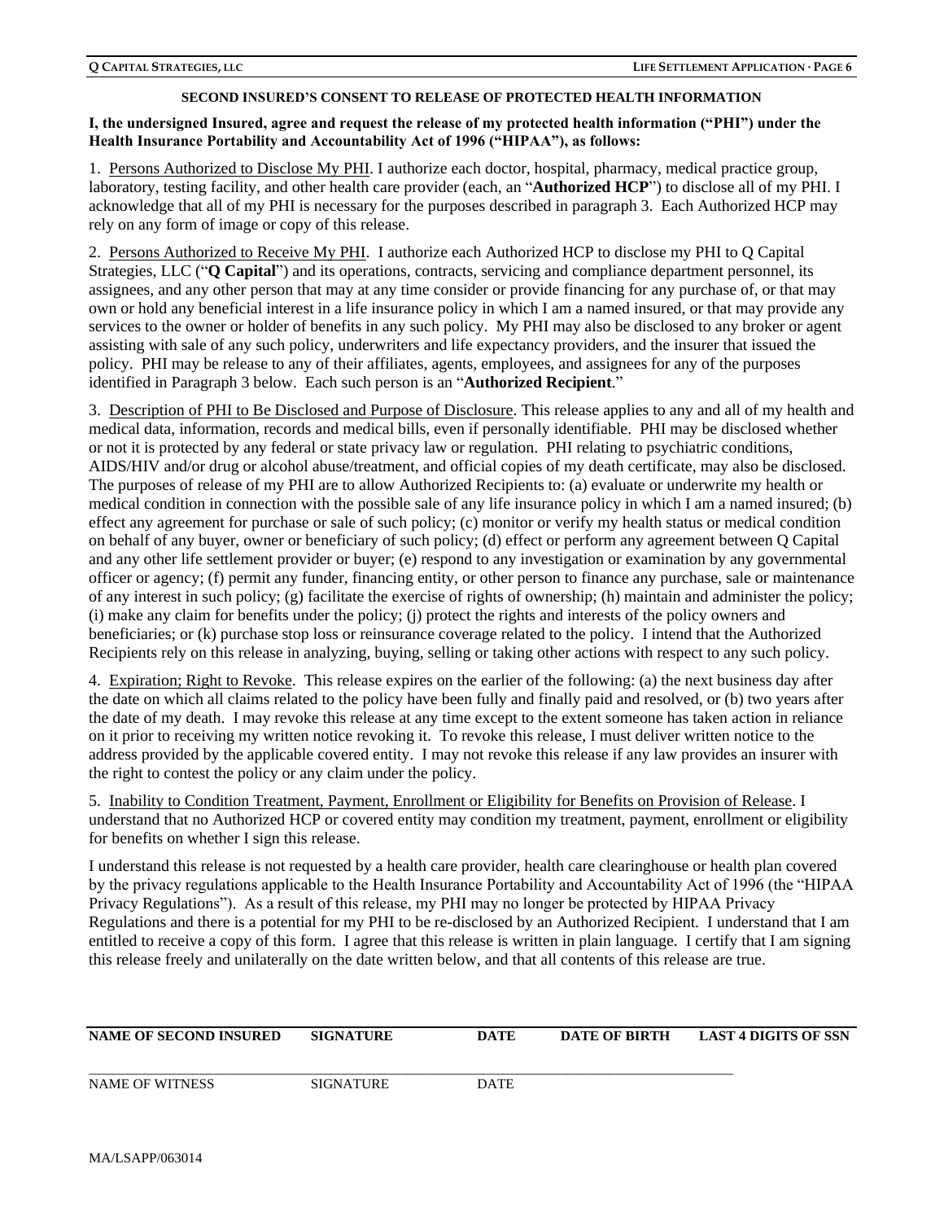## SECOND INSURED'S CONSENT TO RELEASE OF PROTECTED HEALTH INFORMATION

**I, the undersigned Insured, agree and request the release of my protected health information ("PHI") under the Health Insurance Portability and Accountability Act of 1996 ("HIPAA"), as follows:**

1. Persons Authorized to Disclose My PHI. I authorize each doctor, hospital, pharmacy, medical practice group, laboratory, testing facility, and other health care provider (each, an "**Authorized HCP**") to disclose all of my PHI. I acknowledge that all of my PHI is necessary for the purposes described in paragraph 3. Each Authorized HCP may rely on any form of image or copy of this release.

2. Persons Authorized to Receive My PHI. I authorize each Authorized HCP to disclose my PHI to Q Capital Strategies, LLC ("**Q Capital**") and its operations, contracts, servicing and compliance department personnel, its assignees, and any other person that may at any time consider or provide financing for any purchase of, or that may own or hold any beneficial interest in a life insurance policy in which I am a named insured, or that may provide any services to the owner or holder of benefits in any such policy. My PHI may also be disclosed to any broker or agent assisting with sale of any such policy, underwriters and life expectancy providers, and the insurer that issued the policy. PHI may be release to any of their affiliates, agents, employees, and assignees for any of the purposes identified in Paragraph 3 below. Each such person is an "**Authorized Recipient**."

3. Description of PHI to Be Disclosed and Purpose of Disclosure. This release applies to any and all of my health and medical data, information, records and medical bills, even if personally identifiable. PHI may be disclosed whether or not it is protected by any federal or state privacy law or regulation. PHI relating to psychiatric conditions, AIDS/HIV and/or drug or alcohol abuse/treatment, and official copies of my death certificate, may also be disclosed. The purposes of release of my PHI are to allow Authorized Recipients to: (a) evaluate or underwrite my health or medical condition in connection with the possible sale of any life insurance policy in which I am a named insured; (b) effect any agreement for purchase or sale of such policy; (c) monitor or verify my health status or medical condition on behalf of any buyer, owner or beneficiary of such policy; (d) effect or perform any agreement between Q Capital and any other life settlement provider or buyer; (e) respond to any investigation or examination by any governmental officer or agency; (f) permit any funder, financing entity, or other person to finance any purchase, sale or maintenance of any interest in such policy; (g) facilitate the exercise of rights of ownership; (h) maintain and administer the policy; (i) make any claim for benefits under the policy; (j) protect the rights and interests of the policy owners and beneficiaries; or (k) purchase stop loss or reinsurance coverage related to the policy. I intend that the Authorized Recipients rely on this release in analyzing, buying, selling or taking other actions with respect to any such policy.

4. Expiration; Right to Revoke. This release expires on the earlier of the following: (a) the next business day after the date on which all claims related to the policy have been fully and finally paid and resolved, or (b) two years after the date of my death. I may revoke this release at any time except to the extent someone has taken action in reliance on it prior to receiving my written notice revoking it. To revoke this release, I must deliver written notice to the address provided by the applicable covered entity. I may not revoke this release if any law provides an insurer with the right to contest the policy or any claim under the policy.

5. Inability to Condition Treatment, Payment, Enrollment or Eligibility for Benefits on Provision of Release. I understand that no Authorized HCP or covered entity may condition my treatment, payment, enrollment or eligibility for benefits on whether I sign this release.

I understand this release is not requested by a health care provider, health care clearinghouse or health plan covered by the privacy regulations applicable to the Health Insurance Portability and Accountability Act of 1996 (the "HIPAA Privacy Regulations"). As a result of this release, my PHI may no longer be protected by HIPAA Privacy Regulations and there is a potential for my PHI to be re-disclosed by an Authorized Recipient. I understand that I am entitled to receive a copy of this form. I agree that this release is written in plain language. I certify that I am signing this release freely and unilaterally on the date written below, and that all contents of this release are true.

**NAME OF SECOND INSURED** | **SIGNATURE** | **DATE** | **DATE OF BIRTH** | **LAST 4 DIGITS OF SSN**

NAME OF WITNESS | SIGNATURE | DATE

MA/LSAPP/063014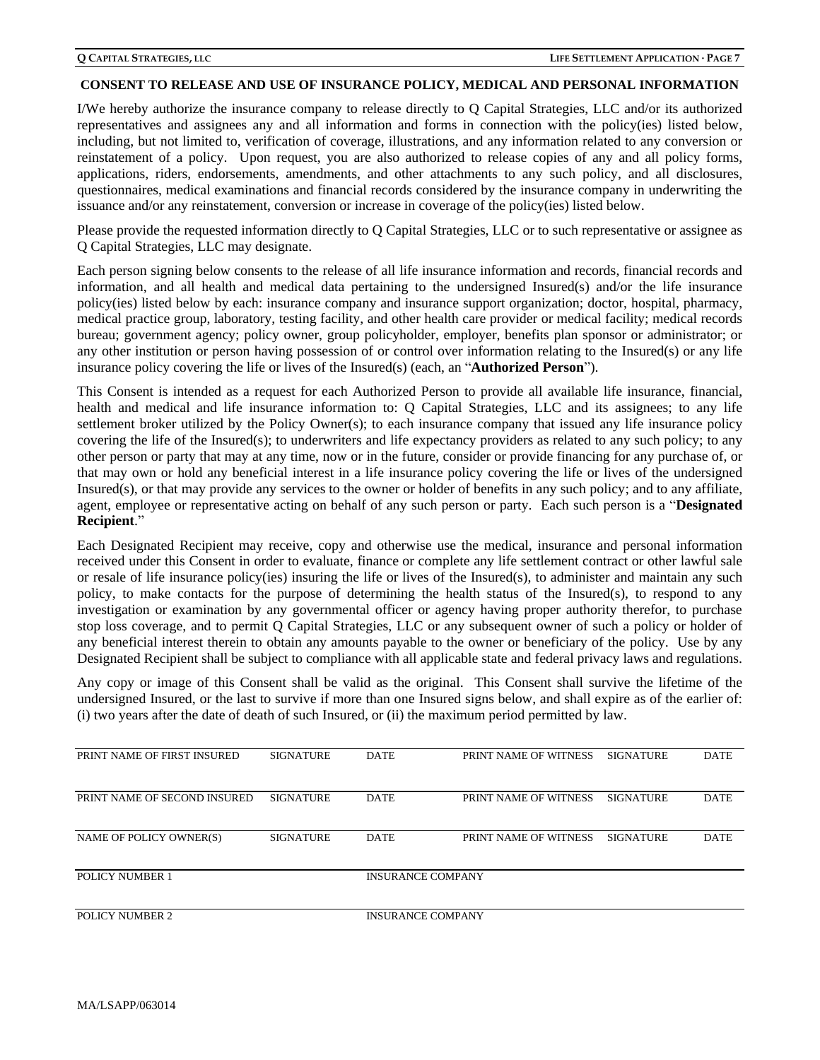## CONSENT TO RELEASE AND USE OF INSURANCE POLICY, MEDICAL AND PERSONAL INFORMATION

I/We hereby authorize the insurance company to release directly to Q Capital Strategies, LLC and/or its authorized representatives and assignees any and all information and forms in connection with the policy(ies) listed below, including, but not limited to, verification of coverage, illustrations, and any information related to any conversion or reinstatement of a policy. Upon request, you are also authorized to release copies of any and all policy forms, applications, riders, endorsements, amendments, and other attachments to any such policy, and all disclosures, questionnaires, medical examinations and financial records considered by the insurance company in underwriting the issuance and/or any reinstatement, conversion or increase in coverage of the policy(ies) listed below.

Please provide the requested information directly to Q Capital Strategies, LLC or to such representative or assignee as Q Capital Strategies, LLC may designate.

Each person signing below consents to the release of all life insurance information and records, financial records and information, and all health and medical data pertaining to the undersigned Insured(s) and/or the life insurance policy(ies) listed below by each: insurance company and insurance support organization; doctor, hospital, pharmacy, medical practice group, laboratory, testing facility, and other health care provider or medical facility; medical records bureau; government agency; policy owner, group policyholder, employer, benefits plan sponsor or administrator; or any other institution or person having possession of or control over information relating to the Insured(s) or any life insurance policy covering the life or lives of the Insured(s) (each, an "**Authorized Person**").

This Consent is intended as a request for each Authorized Person to provide all available life insurance, financial, health and medical and life insurance information to: Q Capital Strategies, LLC and its assignees; to any life settlement broker utilized by the Policy Owner(s); to each insurance company that issued any life insurance policy covering the life of the Insured(s); to underwriters and life expectancy providers as related to any such policy; to any other person or party that may at any time, now or in the future, consider or provide financing for any purchase of, or that may own or hold any beneficial interest in a life insurance policy covering the life or lives of the undersigned Insured(s), or that may provide any services to the owner or holder of benefits in any such policy; and to any affiliate, agent, employee or representative acting on behalf of any such person or party. Each such person is a "**Designated Recipient**."

Each Designated Recipient may receive, copy and otherwise use the medical, insurance and personal information received under this Consent in order to evaluate, finance or complete any life settlement contract or other lawful sale or resale of life insurance policy(ies) insuring the life or lives of the Insured(s), to administer and maintain any such policy, to make contacts for the purpose of determining the health status of the Insured(s), to respond to any investigation or examination by any governmental officer or agency having proper authority therefor, to purchase stop loss coverage, and to permit Q Capital Strategies, LLC or any subsequent owner of such a policy or holder of any beneficial interest therein to obtain any amounts payable to the owner or beneficiary of the policy. Use by any Designated Recipient shall be subject to compliance with all applicable state and federal privacy laws and regulations.

Any copy or image of this Consent shall be valid as the original. This Consent shall survive the lifetime of the undersigned Insured, or the last to survive if more than one Insured signs below, and shall expire as of the earlier of: (i) two years after the date of death of such Insured, or (ii) the maximum period permitted by law.

| | | | | | |
|---|---|---|---|---|---|
| PRINT NAME OF FIRST INSURED | SIGNATURE | DATE | PRINT NAME OF WITNESS | SIGNATURE | DATE |
| PRINT NAME OF SECOND INSURED | SIGNATURE | DATE | PRINT NAME OF WITNESS | SIGNATURE | DATE |
| NAME OF POLICY OWNER(S) | SIGNATURE | DATE | PRINT NAME OF WITNESS | SIGNATURE | DATE |

| | |
|---|---|
| POLICY NUMBER 1 | INSURANCE COMPANY |
| POLICY NUMBER 2 | INSURANCE COMPANY |

MA/LSAPP/063014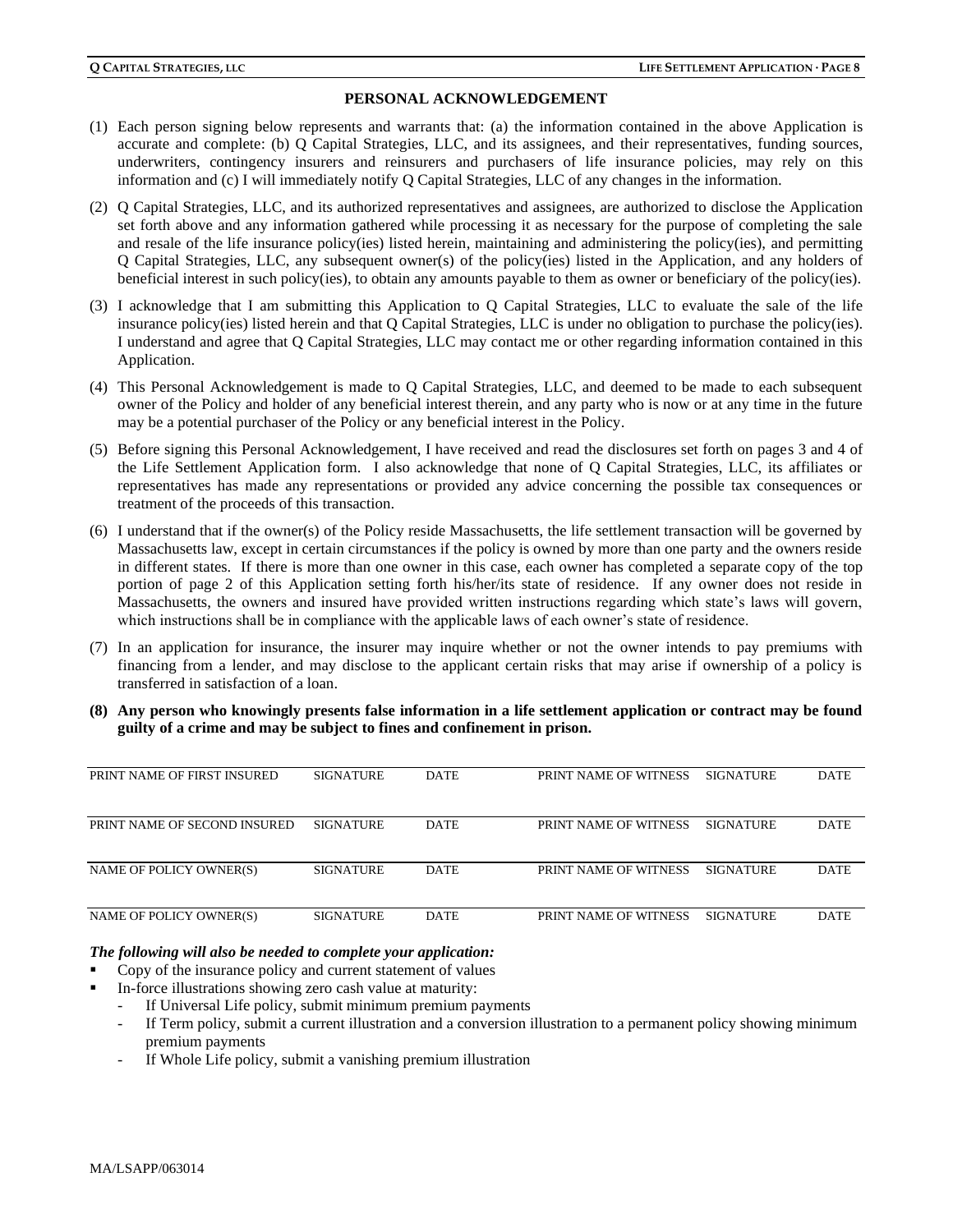## PERSONAL ACKNOWLEDGEMENT

(1) Each person signing below represents and warrants that: (a) the information contained in the above Application is accurate and complete: (b) Q Capital Strategies, LLC, and its assignees, and their representatives, funding sources, underwriters, contingency insurers and reinsurers and purchasers of life insurance policies, may rely on this information and (c) I will immediately notify Q Capital Strategies, LLC of any changes in the information.

(2) Q Capital Strategies, LLC, and its authorized representatives and assignees, are authorized to disclose the Application set forth above and any information gathered while processing it as necessary for the purpose of completing the sale and resale of the life insurance policy(ies) listed herein, maintaining and administering the policy(ies), and permitting Q Capital Strategies, LLC, any subsequent owner(s) of the policy(ies) listed in the Application, and any holders of beneficial interest in such policy(ies), to obtain any amounts payable to them as owner or beneficiary of the policy(ies).

(3) I acknowledge that I am submitting this Application to Q Capital Strategies, LLC to evaluate the sale of the life insurance policy(ies) listed herein and that Q Capital Strategies, LLC is under no obligation to purchase the policy(ies). I understand and agree that Q Capital Strategies, LLC may contact me or other regarding information contained in this Application.

(4) This Personal Acknowledgement is made to Q Capital Strategies, LLC, and deemed to be made to each subsequent owner of the Policy and holder of any beneficial interest therein, and any party who is now or at any time in the future may be a potential purchaser of the Policy or any beneficial interest in the Policy.

(5) Before signing this Personal Acknowledgement, I have received and read the disclosures set forth on pages 3 and 4 of the Life Settlement Application form. I also acknowledge that none of Q Capital Strategies, LLC, its affiliates or representatives has made any representations or provided any advice concerning the possible tax consequences or treatment of the proceeds of this transaction.

(6) I understand that if the owner(s) of the Policy reside Massachusetts, the life settlement transaction will be governed by Massachusetts law, except in certain circumstances if the policy is owned by more than one party and the owners reside in different states. If there is more than one owner in this case, each owner has completed a separate copy of the top portion of page 2 of this Application setting forth his/her/its state of residence. If any owner does not reside in Massachusetts, the owners and insured have provided written instructions regarding which state's laws will govern, which instructions shall be in compliance with the applicable laws of each owner's state of residence.

(7) In an application for insurance, the insurer may inquire whether or not the owner intends to pay premiums with financing from a lender, and may disclose to the applicant certain risks that may arise if ownership of a policy is transferred in satisfaction of a loan.

**(8) Any person who knowingly presents false information in a life settlement application or contract may be found guilty of a crime and may be subject to fines and confinement in prison.**

| | | | | | |
|---|---|---|---|---|---|
| PRINT NAME OF FIRST INSURED | SIGNATURE | DATE | PRINT NAME OF WITNESS | SIGNATURE | DATE |
| PRINT NAME OF SECOND INSURED | SIGNATURE | DATE | PRINT NAME OF WITNESS | SIGNATURE | DATE |
| NAME OF POLICY OWNER(S) | SIGNATURE | DATE | PRINT NAME OF WITNESS | SIGNATURE | DATE |
| NAME OF POLICY OWNER(S) | SIGNATURE | DATE | PRINT NAME OF WITNESS | SIGNATURE | DATE |

***The following will also be needed to complete your application:***

- Copy of the insurance policy and current statement of values
- In-force illustrations showing zero cash value at maturity:
  - If Universal Life policy, submit minimum premium payments
  - If Term policy, submit a current illustration and a conversion illustration to a permanent policy showing minimum premium payments
  - If Whole Life policy, submit a vanishing premium illustration

MA/LSAPP/063014